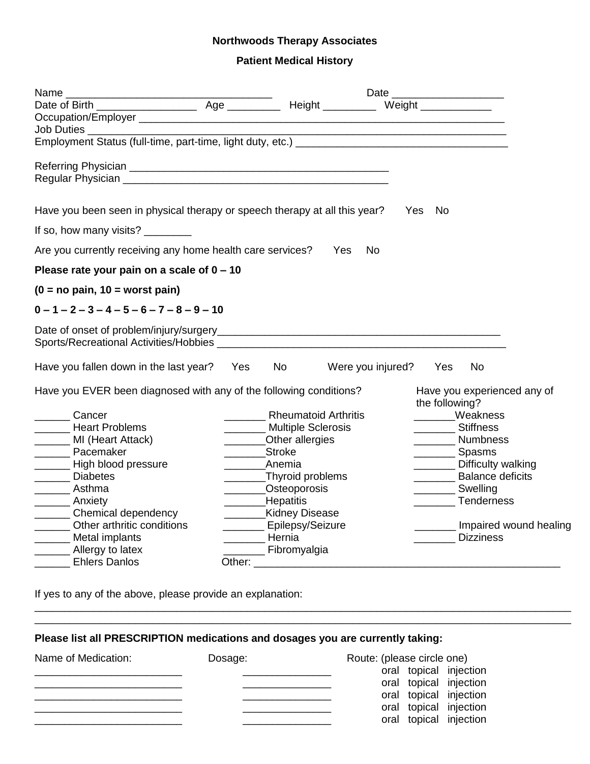# Northwoods Therapy Associates

## Patient Medical History

Name ____________________________________ Date ___________________

Date of Birth _________________ Age _________ Height _________ Weight ____________

Occupation/Employer _______________________________________________________________

Job Duties ______________________________________________________________________

Employment Status (full-time, part-time, light duty, etc.) ___________________________________

Referring Physician _____________________________________________

Regular Physician _______________________________________________

Have you been seen in physical therapy or speech therapy at all this year? Yes No

If so, how many visits? ________

Are you currently receiving any home health care services? Yes No

**Please rate your pain on a scale of 0 – 10**

**(0 = no pain, 10 = worst pain)**

**0 – 1 – 2 – 3 – 4 – 5 – 6 – 7 – 8 – 9 – 10**

Date of onset of problem/injury/surgery__________________________________________________

Sports/Recreational Activities/Hobbies ___________________________________________________

Have you fallen down in the last year? Yes No Were you injured? Yes No

Have you EVER been diagnosed with any of the following conditions?

______ Cancer
______ Heart Problems
______ MI (Heart Attack)
______ Pacemaker
______ High blood pressure
______ Diabetes
______ Asthma
______ Anxiety
______ Chemical dependency
______ Other arthritic conditions
______ Metal implants
______ Allergy to latex
______ Ehlers Danlos

_______ Rheumatoid Arthritis
_______ Multiple Sclerosis
_______ Other allergies
_______ Stroke
_______ Anemia
_______ Thyroid problems
_______ Osteoporosis
_______ Hepatitis
_______ Kidney Disease
_______ Epilepsy/Seizure
_______ Hernia
_______ Fibromyalgia

Other: ______________________________________________________

Have you experienced any of the following?

_______ Weakness
_______ Stiffness
_______ Numbness
_______ Spasms
_______ Difficulty walking
_______ Balance deficits
_______ Swelling
_______ Tenderness
_______ Impaired wound healing
_______ Dizziness

If yes to any of the above, please provide an explanation:

___________________________________________________________________________________________

___________________________________________________________________________________________

**Please list all PRESCRIPTION medications and dosages you are currently taking:**

| Name of Medication: | Dosage: | Route: (please circle one) |
|---|---|---|
| _________________________ | _______________ | oral topical injection |
| _________________________ | _______________ | oral topical injection |
| _________________________ | _______________ | oral topical injection |
| _________________________ | _______________ | oral topical injection |
| _________________________ | _______________ | oral topical injection |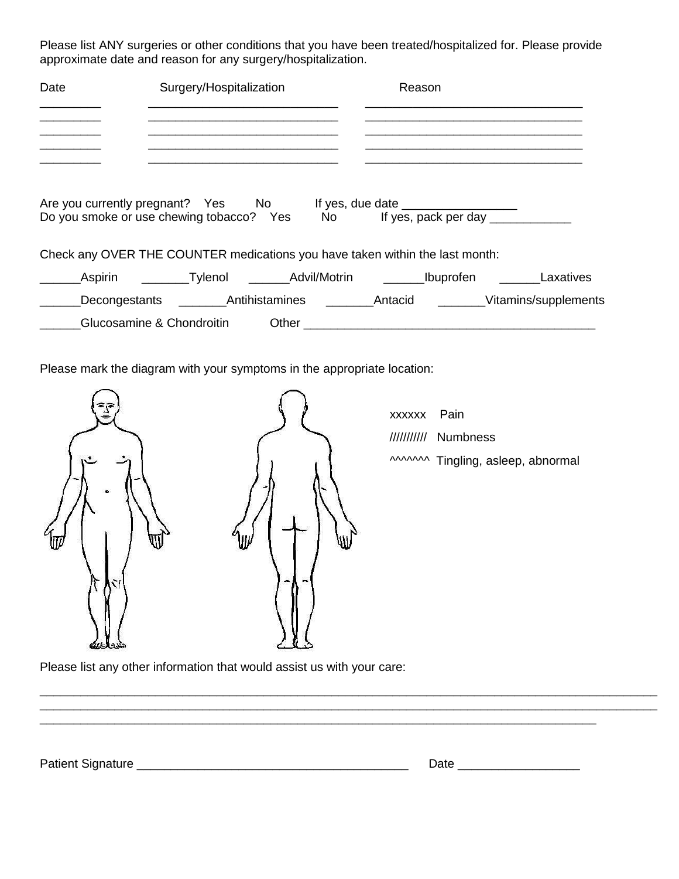Please list ANY surgeries or other conditions that you have been treated/hospitalized for. Please provide approximate date and reason for any surgery/hospitalization.

| Date | Surgery/Hospitalization | Reason |
| --- | --- | --- |
| _________ | ____________________________ | ________________________________ |
| _________ | ____________________________ | ________________________________ |
| _________ | ____________________________ | ________________________________ |
| _________ | ____________________________ | ________________________________ |
| _________ | ____________________________ | ________________________________ |

Are you currently pregnant? Yes No If yes, due date _________________

Do you smoke or use chewing tobacco? Yes No If yes, pack per day ____________

Check any OVER THE COUNTER medications you have taken within the last month:

______Aspirin _______Tylenol ______Advil/Motrin ______Ibuprofen ______Laxatives

______Decongestants _______Antihistamines _______Antacid _______Vitamins/supplements

______Glucosamine & Chondroitin Other ___________________________________________

Please mark the diagram with your symptoms in the appropriate location:

xxxxxx Pain

/////////// Numbness

^^^^^^^ Tingling, asleep, abnormal

Please list any other information that would assist us with your care:

_____________________________________________________________________________________________

_____________________________________________________________________________________________

_____________________________________________________________________________________

Patient Signature ________________________________________ Date __________________